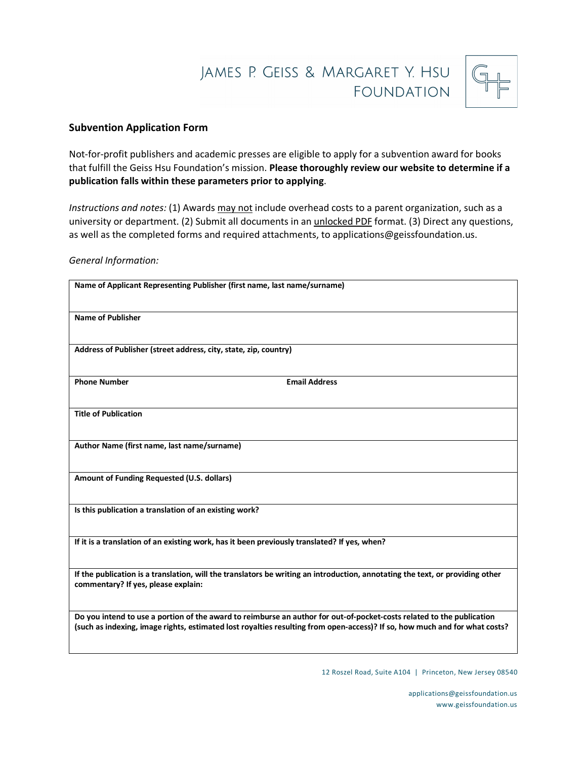JAMES P. GEISS & MARGARET Y. HSU FOUNDATION

## Subvention Application Form

Not-for-profit publishers and academic presses are eligible to apply for a subvention award for books that fulfill the Geiss Hsu Foundation's mission. **Please thoroughly review our website to determine if a publication falls within these parameters prior to applying**.

*Instructions and notes:* (1) Awards <u>may not</u> include overhead costs to a parent organization, such as a university or department. (2) Submit all documents in an <u>unlocked PDF</u> format. (3) Direct any questions, as well as the completed forms and required attachments, to applications@geissfoundation.us.

*General Information:*

| | |
|---|---|
| **Name of Applicant Representing Publisher (first name, last name/surname)** | |
| **Name of Publisher** | |
| **Address of Publisher (street address, city, state, zip, country)** | |
| **Phone Number** | **Email Address** |
| **Title of Publication** | |
| **Author Name (first name, last name/surname)** | |
| **Amount of Funding Requested (U.S. dollars)** | |
| **Is this publication a translation of an existing work?** | |
| **If it is a translation of an existing work, has it been previously translated? If yes, when?** | |
| **If the publication is a translation, will the translators be writing an introduction, annotating the text, or providing other commentary? If yes, please explain:** | |
| **Do you intend to use a portion of the award to reimburse an author for out-of-pocket-costs related to the publication (such as indexing, image rights, estimated lost royalties resulting from open-access)? If so, how much and for what costs?** | |

12 Roszel Road, Suite A104 | Princeton, New Jersey 08540

applications@geissfoundation.us
www.geissfoundation.us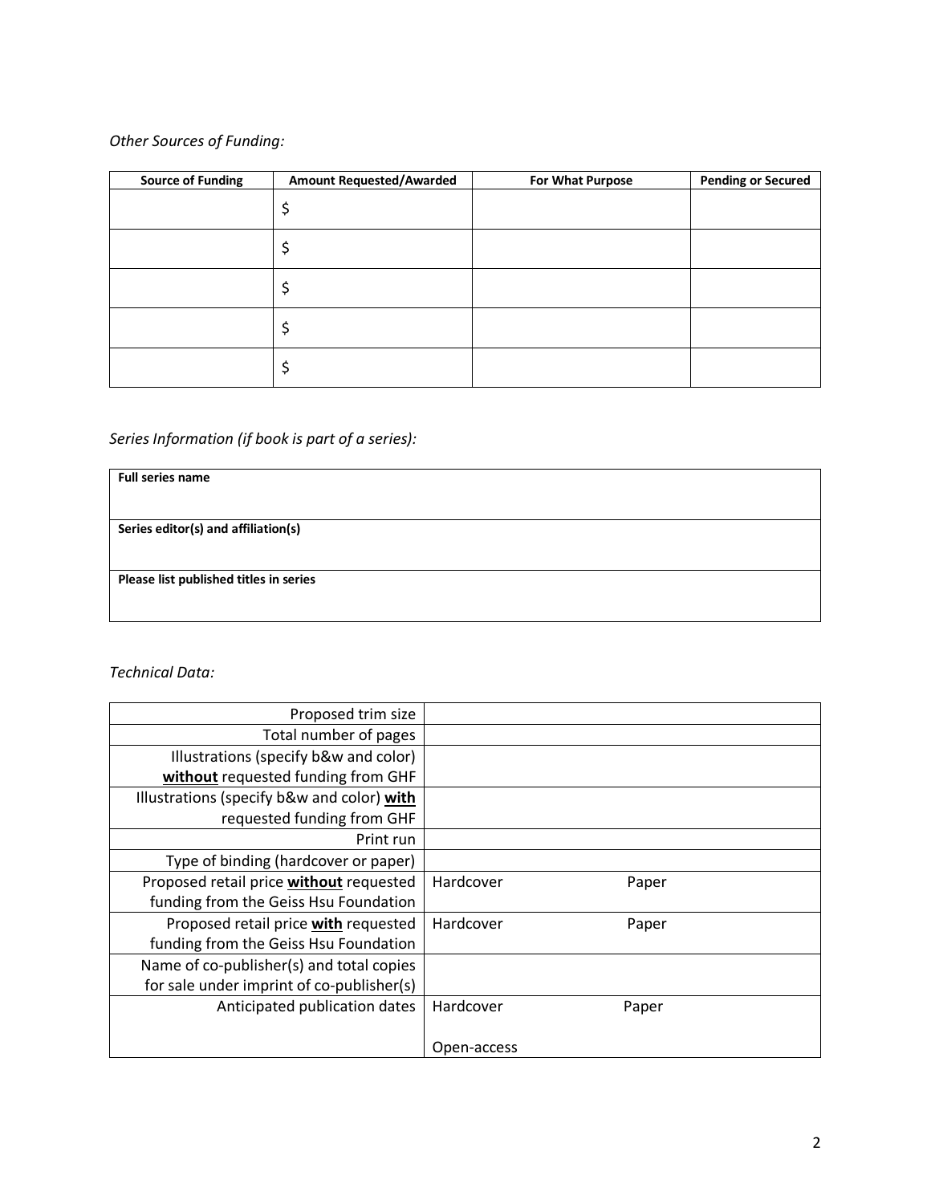*Other Sources of Funding:*

| Source of Funding | Amount Requested/Awarded | For What Purpose | Pending or Secured |
|---|---|---|---|
| | $ | | |
| | $ | | |
| | $ | | |
| | $ | | |
| | $ | | |

*Series Information (if book is part of a series):*

| |
|---|
| **Full series name** |
| **Series editor(s) and affiliation(s)** |
| **Please list published titles in series** |

*Technical Data:*

| | | |
|---|---|---|
| Proposed trim size | | |
| Total number of pages | | |
| Illustrations (specify b&w and color) **without** requested funding from GHF | | |
| Illustrations (specify b&w and color) **with** requested funding from GHF | | |
| Print run | | |
| Type of binding (hardcover or paper) | | |
| Proposed retail price **without** requested funding from the Geiss Hsu Foundation | Hardcover | Paper |
| Proposed retail price **with** requested funding from the Geiss Hsu Foundation | Hardcover | Paper |
| Name of co-publisher(s) and total copies for sale under imprint of co-publisher(s) | | |
| Anticipated publication dates | Hardcover<br><br>Open-access | Paper |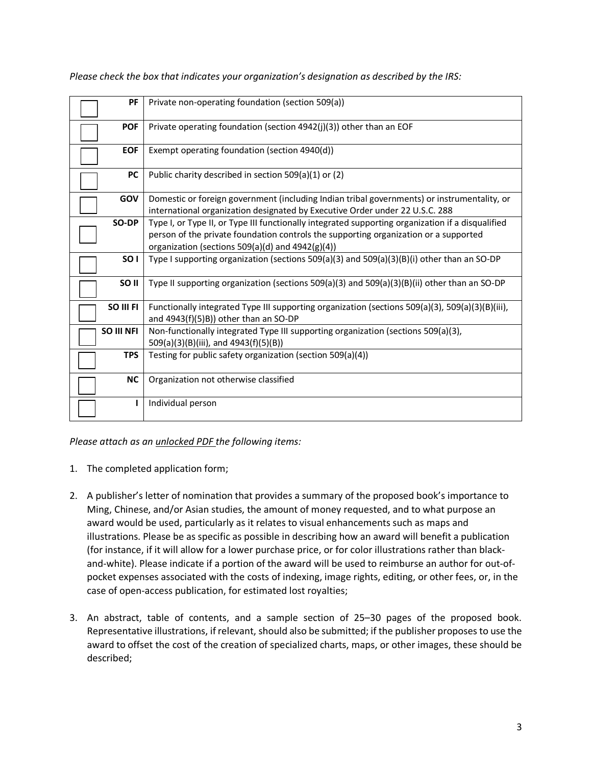*Please check the box that indicates your organization's designation as described by the IRS:*

| | | |
|---|---|---|
| ☐ | **PF** | Private non-operating foundation (section 509(a)) |
| ☐ | **POF** | Private operating foundation (section 4942(j)(3)) other than an EOF |
| ☐ | **EOF** | Exempt operating foundation (section 4940(d)) |
| ☐ | **PC** | Public charity described in section 509(a)(1) or (2) |
| ☐ | **GOV** | Domestic or foreign government (including Indian tribal governments) or instrumentality, or international organization designated by Executive Order under 22 U.S.C. 288 |
| ☐ | **SO-DP** | Type I, or Type II, or Type III functionally integrated supporting organization if a disqualified person of the private foundation controls the supporting organization or a supported organization (sections 509(a)(d) and 4942(g)(4)) |
| ☐ | **SO I** | Type I supporting organization (sections 509(a)(3) and 509(a)(3)(B)(i) other than an SO-DP |
| ☐ | **SO II** | Type II supporting organization (sections 509(a)(3) and 509(a)(3)(B)(ii) other than an SO-DP |
| ☐ | **SO III FI** | Functionally integrated Type III supporting organization (sections 509(a)(3), 509(a)(3)(B)(iii), and 4943(f)(5)B)) other than an SO-DP |
| ☐ | **SO III NFI** | Non-functionally integrated Type III supporting organization (sections 509(a)(3), 509(a)(3)(B)(iii), and 4943(f)(5)(B)) |
| ☐ | **TPS** | Testing for public safety organization (section 509(a)(4)) |
| ☐ | **NC** | Organization not otherwise classified |
| ☐ | **I** | Individual person |

*Please attach as an unlocked PDF the following items:*

1. The completed application form;

2. A publisher's letter of nomination that provides a summary of the proposed book's importance to Ming, Chinese, and/or Asian studies, the amount of money requested, and to what purpose an award would be used, particularly as it relates to visual enhancements such as maps and illustrations. Please be as specific as possible in describing how an award will benefit a publication (for instance, if it will allow for a lower purchase price, or for color illustrations rather than black-and-white). Please indicate if a portion of the award will be used to reimburse an author for out-of-pocket expenses associated with the costs of indexing, image rights, editing, or other fees, or, in the case of open-access publication, for estimated lost royalties;

3. An abstract, table of contents, and a sample section of 25–30 pages of the proposed book. Representative illustrations, if relevant, should also be submitted; if the publisher proposes to use the award to offset the cost of the creation of specialized charts, maps, or other images, these should be described;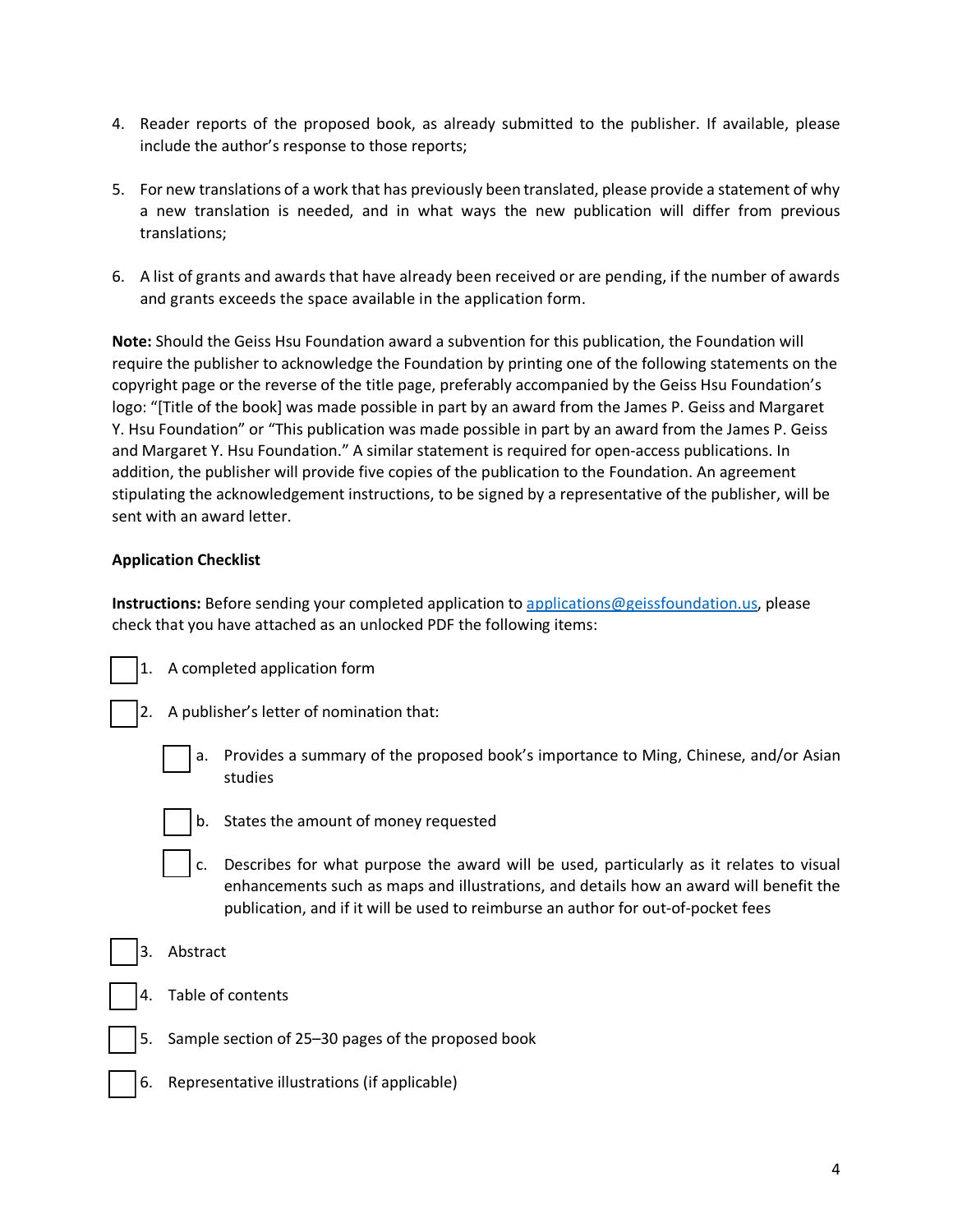4. Reader reports of the proposed book, as already submitted to the publisher. If available, please include the author's response to those reports;

5. For new translations of a work that has previously been translated, please provide a statement of why a new translation is needed, and in what ways the new publication will differ from previous translations;

6. A list of grants and awards that have already been received or are pending, if the number of awards and grants exceeds the space available in the application form.

**Note:** Should the Geiss Hsu Foundation award a subvention for this publication, the Foundation will require the publisher to acknowledge the Foundation by printing one of the following statements on the copyright page or the reverse of the title page, preferably accompanied by the Geiss Hsu Foundation's logo: "[Title of the book] was made possible in part by an award from the James P. Geiss and Margaret Y. Hsu Foundation" or "This publication was made possible in part by an award from the James P. Geiss and Margaret Y. Hsu Foundation." A similar statement is required for open-access publications. In addition, the publisher will provide five copies of the publication to the Foundation. An agreement stipulating the acknowledgement instructions, to be signed by a representative of the publisher, will be sent with an award letter.

**Application Checklist**

**Instructions:** Before sending your completed application to applications@geissfoundation.us, please check that you have attached as an unlocked PDF the following items:

- [ ] 1. A completed application form
- [ ] 2. A publisher's letter of nomination that:
    - [ ] a. Provides a summary of the proposed book's importance to Ming, Chinese, and/or Asian studies
    - [ ] b. States the amount of money requested
    - [ ] c. Describes for what purpose the award will be used, particularly as it relates to visual enhancements such as maps and illustrations, and details how an award will benefit the publication, and if it will be used to reimburse an author for out-of-pocket fees
- [ ] 3. Abstract
- [ ] 4. Table of contents
- [ ] 5. Sample section of 25–30 pages of the proposed book
- [ ] 6. Representative illustrations (if applicable)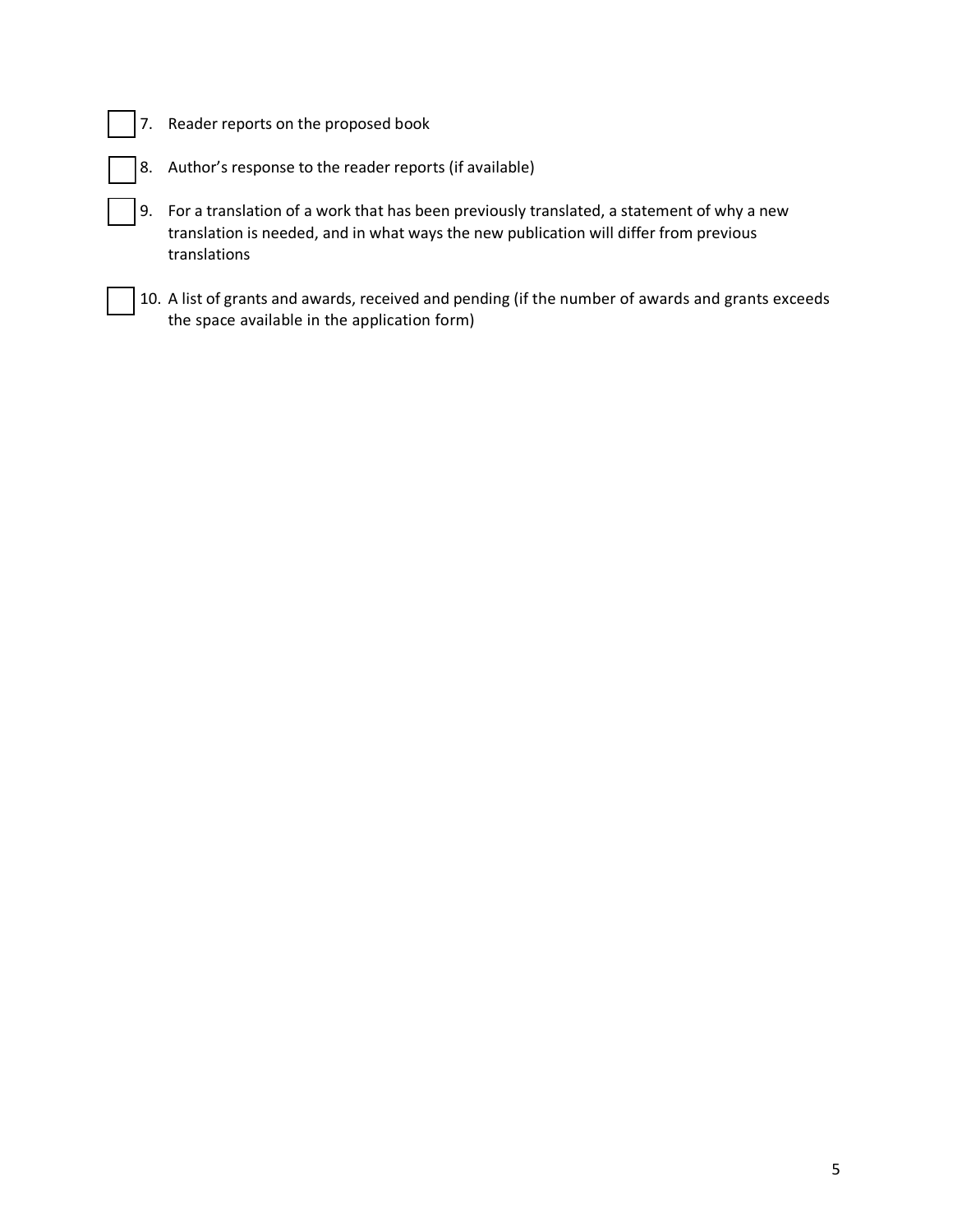- [ ] 7. Reader reports on the proposed book

- [ ] 8. Author's response to the reader reports (if available)

- [ ] 9. For a translation of a work that has been previously translated, a statement of why a new translation is needed, and in what ways the new publication will differ from previous translations

- [ ] 10. A list of grants and awards, received and pending (if the number of awards and grants exceeds the space available in the application form)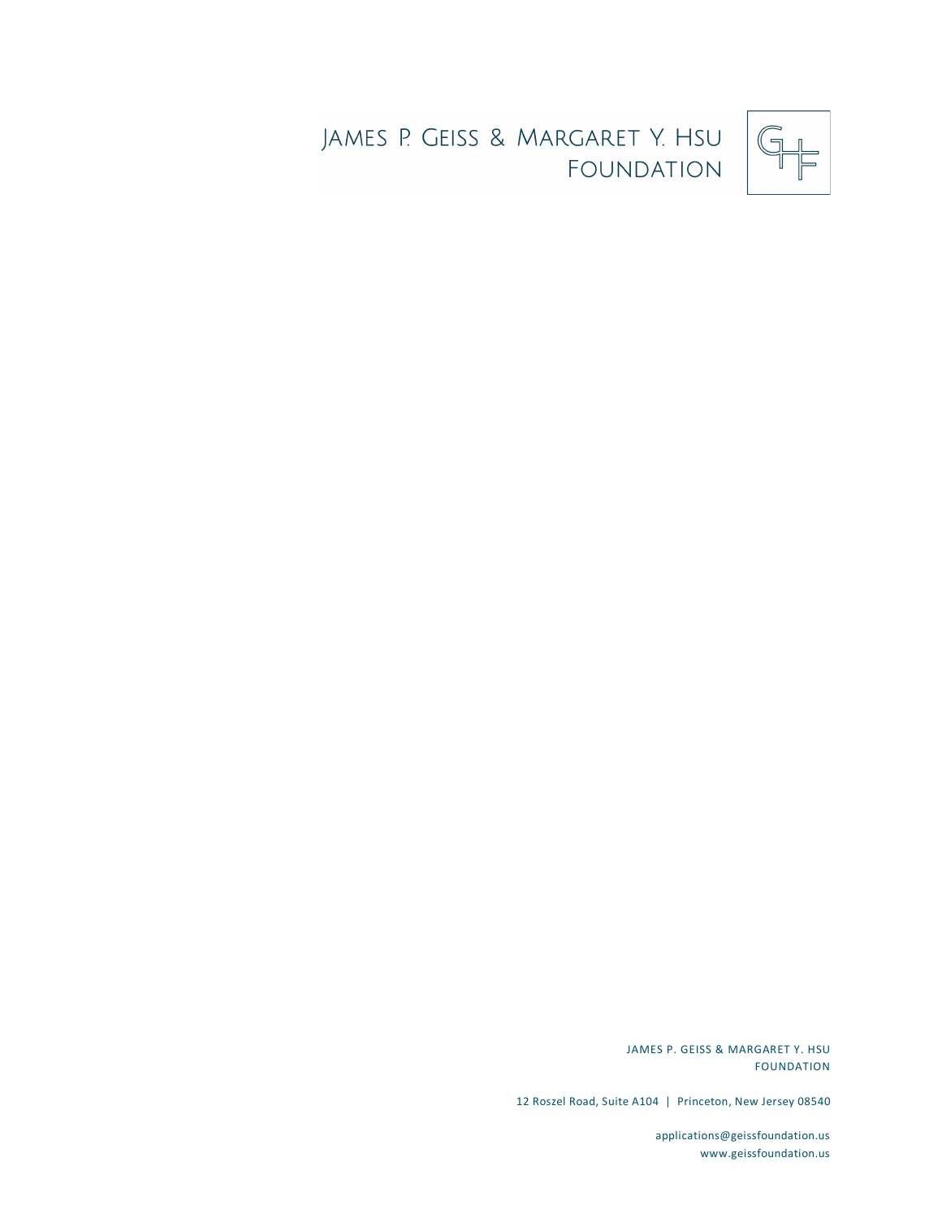# James P. Geiss & Margaret Y. Hsu Foundation

JAMES P. GEISS & MARGARET Y. HSU FOUNDATION

12 Roszel Road, Suite A104 | Princeton, New Jersey 08540

applications@geissfoundation.us
www.geissfoundation.us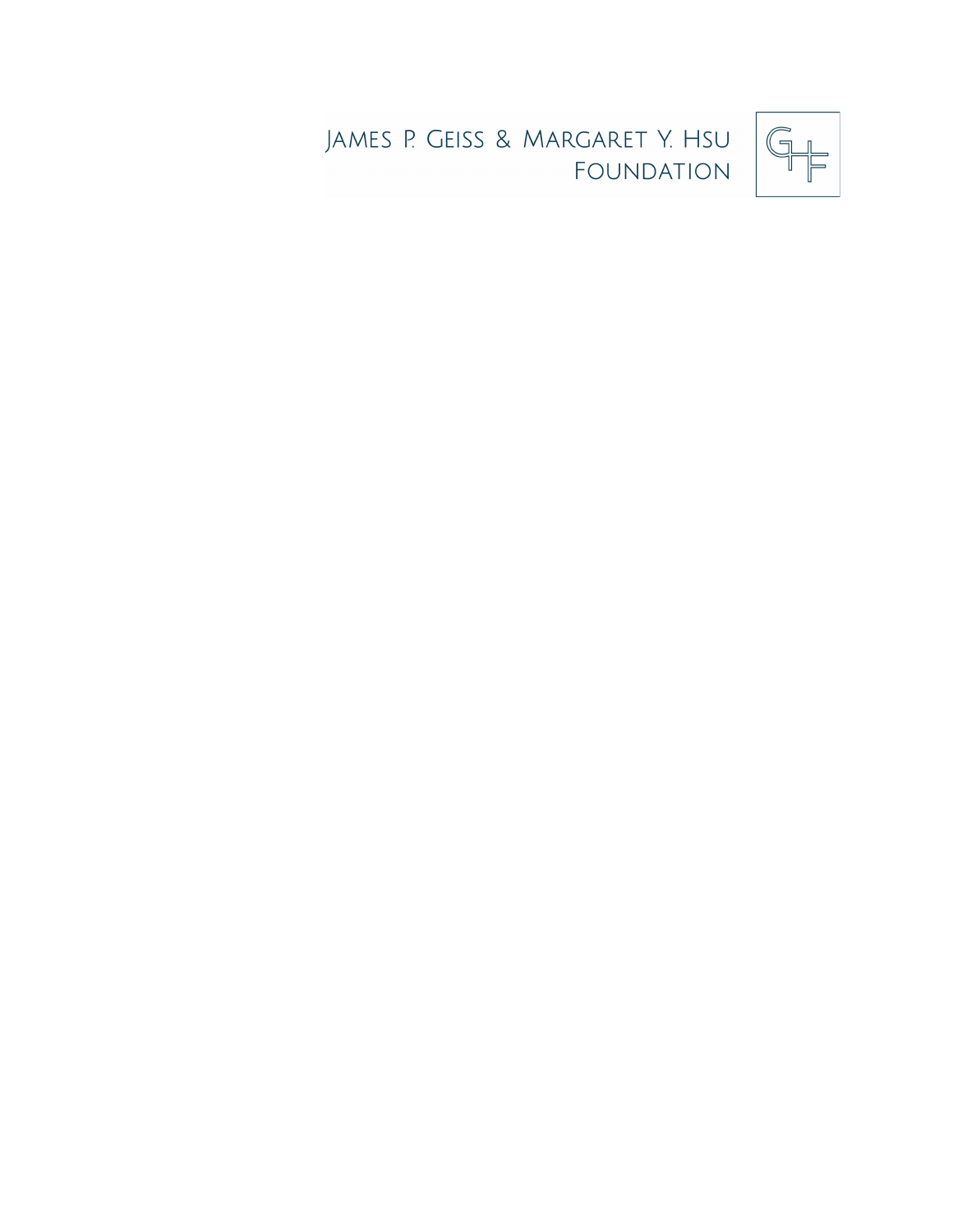James P. Geiss & Margaret Y. Hsu Foundation